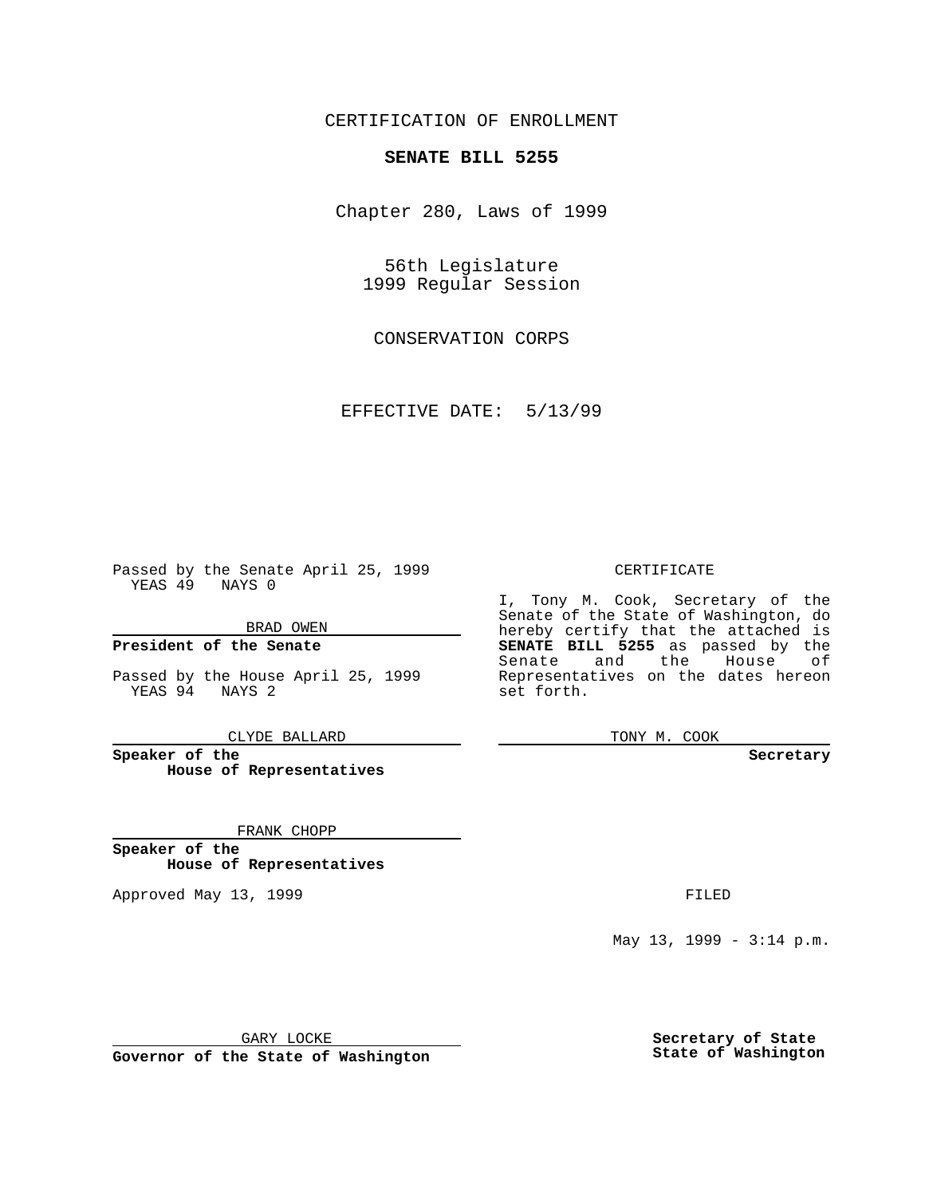CERTIFICATION OF ENROLLMENT

**SENATE BILL 5255**

Chapter 280, Laws of 1999

56th Legislature
1999 Regular Session

CONSERVATION CORPS

EFFECTIVE DATE: 5/13/99

Passed by the Senate April 25, 1999
YEAS 49 NAYS 0

BRAD OWEN

**President of the Senate**

Passed by the House April 25, 1999
YEAS 94 NAYS 2

CLYDE BALLARD

**Speaker of the House of Representatives**

FRANK CHOPP

**Speaker of the House of Representatives**

Approved May 13, 1999

GARY LOCKE

**Governor of the State of Washington**

CERTIFICATE

I, Tony M. Cook, Secretary of the Senate of the State of Washington, do hereby certify that the attached is **SENATE BILL 5255** as passed by the Senate and the House of Representatives on the dates hereon set forth.

TONY M. COOK

**Secretary**

FILED

May 13, 1999 - 3:14 p.m.

**Secretary of State**
**State of Washington**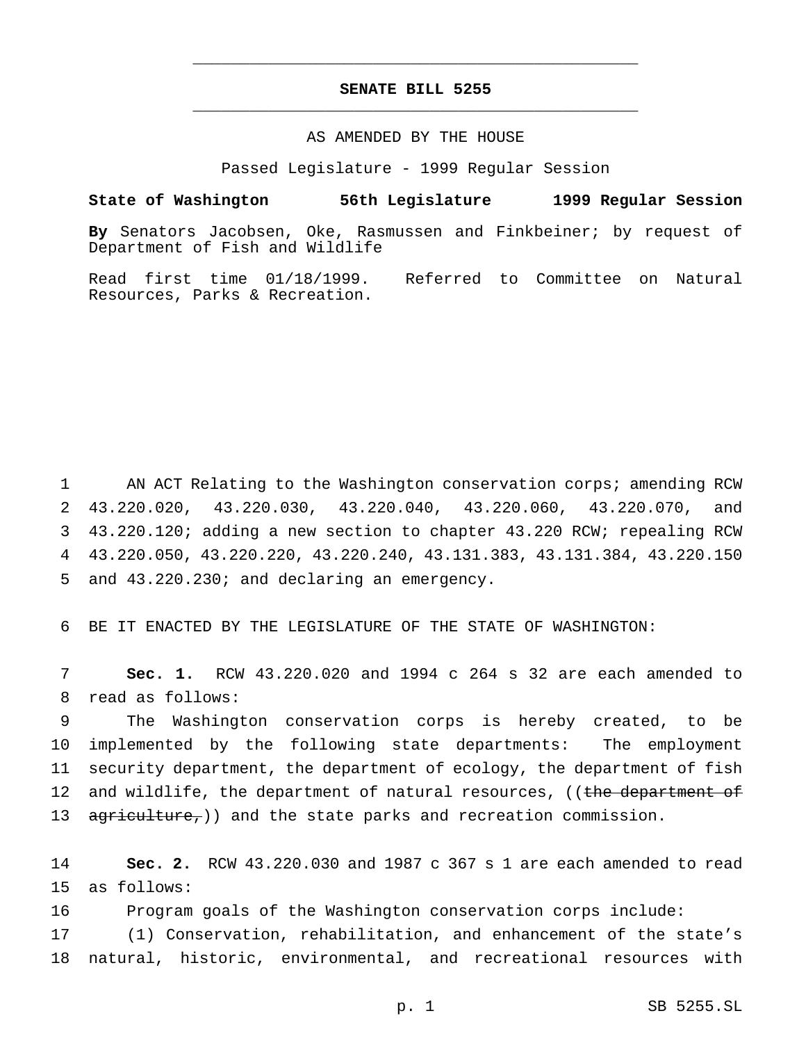# SENATE BILL 5255

AS AMENDED BY THE HOUSE

Passed Legislature - 1999 Regular Session

**State of Washington 56th Legislature 1999 Regular Session**

**By** Senators Jacobsen, Oke, Rasmussen and Finkbeiner; by request of Department of Fish and Wildlife

Read first time 01/18/1999. Referred to Committee on Natural Resources, Parks & Recreation.

AN ACT Relating to the Washington conservation corps; amending RCW 43.220.020, 43.220.030, 43.220.040, 43.220.060, 43.220.070, and 43.220.120; adding a new section to chapter 43.220 RCW; repealing RCW 43.220.050, 43.220.220, 43.220.240, 43.131.383, 43.131.384, 43.220.150 and 43.220.230; and declaring an emergency.

BE IT ENACTED BY THE LEGISLATURE OF THE STATE OF WASHINGTON:

**Sec. 1.** RCW 43.220.020 and 1994 c 264 s 32 are each amended to read as follows:

The Washington conservation corps is hereby created, to be implemented by the following state departments: The employment security department, the department of ecology, the department of fish and wildlife, the department of natural resources, ((~~the department of agriculture,~~)) and the state parks and recreation commission.

**Sec. 2.** RCW 43.220.030 and 1987 c 367 s 1 are each amended to read as follows:

Program goals of the Washington conservation corps include:

(1) Conservation, rehabilitation, and enhancement of the state's natural, historic, environmental, and recreational resources with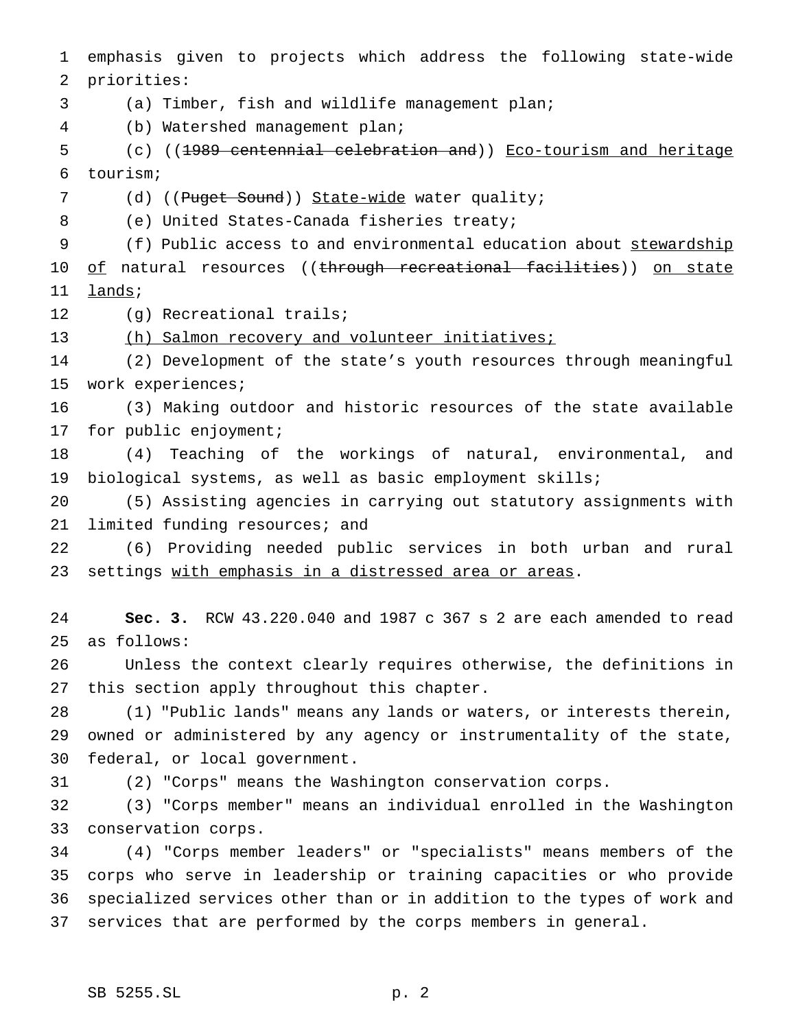emphasis given to projects which address the following state-wide priorities:

(a) Timber, fish and wildlife management plan;

(b) Watershed management plan;

(c) ((~~1989 centennial celebration and~~)) <u>Eco-tourism and heritage</u> tourism;

(d) ((~~Puget Sound~~)) <u>State-wide</u> water quality;

(e) United States-Canada fisheries treaty;

(f) Public access to and environmental education about <u>stewardship of</u> natural resources ((~~through recreational facilities~~)) <u>on state lands</u>;

(g) Recreational trails;

<u>(h) Salmon recovery and volunteer initiatives;</u>

(2) Development of the state's youth resources through meaningful work experiences;

(3) Making outdoor and historic resources of the state available for public enjoyment;

(4) Teaching of the workings of natural, environmental, and biological systems, as well as basic employment skills;

(5) Assisting agencies in carrying out statutory assignments with limited funding resources; and

(6) Providing needed public services in both urban and rural settings <u>with emphasis in a distressed area or areas</u>.

**Sec. 3.** RCW 43.220.040 and 1987 c 367 s 2 are each amended to read as follows:

Unless the context clearly requires otherwise, the definitions in this section apply throughout this chapter.

(1) "Public lands" means any lands or waters, or interests therein, owned or administered by any agency or instrumentality of the state, federal, or local government.

(2) "Corps" means the Washington conservation corps.

(3) "Corps member" means an individual enrolled in the Washington conservation corps.

(4) "Corps member leaders" or "specialists" means members of the corps who serve in leadership or training capacities or who provide specialized services other than or in addition to the types of work and services that are performed by the corps members in general.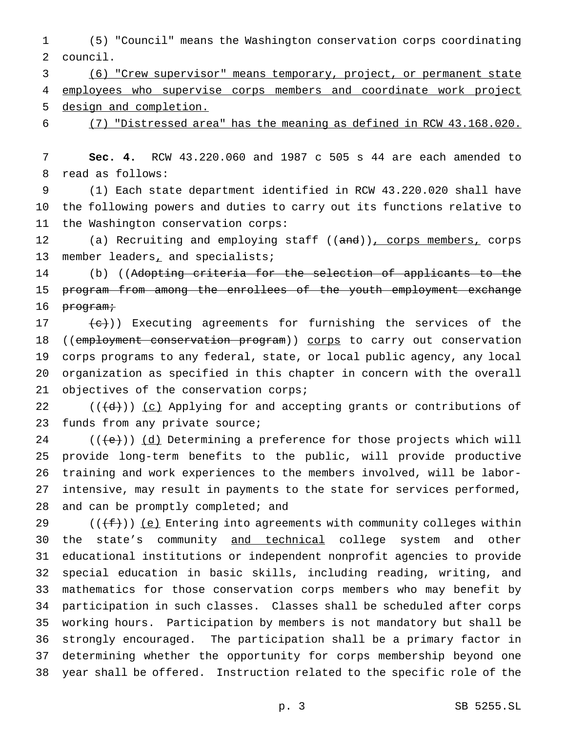(5) "Council" means the Washington conservation corps coordinating council.

(6) "Crew supervisor" means temporary, project, or permanent state employees who supervise corps members and coordinate work project design and completion.

(7) "Distressed area" has the meaning as defined in RCW 43.168.020.

**Sec. 4.** RCW 43.220.060 and 1987 c 505 s 44 are each amended to read as follows:

(1) Each state department identified in RCW 43.220.020 shall have the following powers and duties to carry out its functions relative to the Washington conservation corps:

(a) Recruiting and employing staff ((and)), corps members, corps member leaders, and specialists;

(b) ((Adopting criteria for the selection of applicants to the program from among the enrollees of the youth employment exchange program;

(c))) Executing agreements for furnishing the services of the ((employment conservation program)) corps to carry out conservation corps programs to any federal, state, or local public agency, any local organization as specified in this chapter in concern with the overall objectives of the conservation corps;

(((d))) (c) Applying for and accepting grants or contributions of funds from any private source;

(((e))) (d) Determining a preference for those projects which will provide long-term benefits to the public, will provide productive training and work experiences to the members involved, will be labor-intensive, may result in payments to the state for services performed, and can be promptly completed; and

(((f))) (e) Entering into agreements with community colleges within the state's community and technical college system and other educational institutions or independent nonprofit agencies to provide special education in basic skills, including reading, writing, and mathematics for those conservation corps members who may benefit by participation in such classes. Classes shall be scheduled after corps working hours. Participation by members is not mandatory but shall be strongly encouraged. The participation shall be a primary factor in determining whether the opportunity for corps membership beyond one year shall be offered. Instruction related to the specific role of the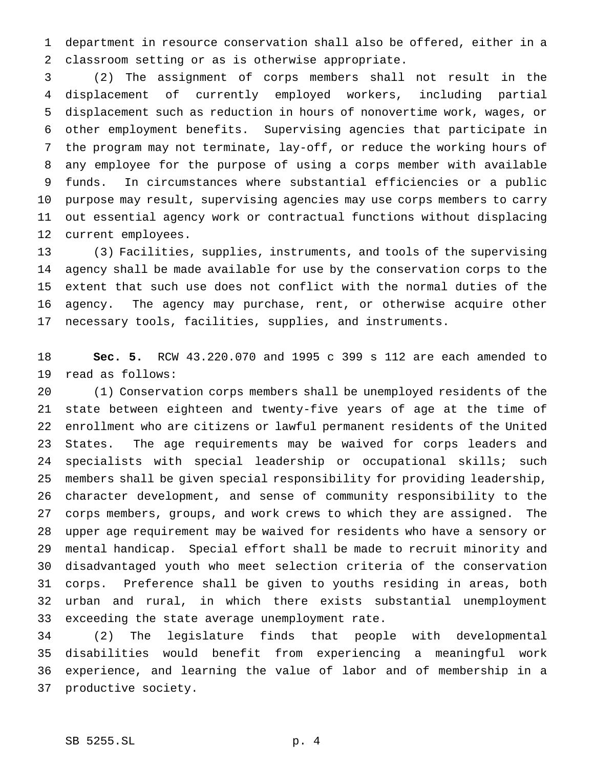department in resource conservation shall also be offered, either in a classroom setting or as is otherwise appropriate.

(2) The assignment of corps members shall not result in the displacement of currently employed workers, including partial displacement such as reduction in hours of nonovertime work, wages, or other employment benefits. Supervising agencies that participate in the program may not terminate, lay-off, or reduce the working hours of any employee for the purpose of using a corps member with available funds. In circumstances where substantial efficiencies or a public purpose may result, supervising agencies may use corps members to carry out essential agency work or contractual functions without displacing current employees.

(3) Facilities, supplies, instruments, and tools of the supervising agency shall be made available for use by the conservation corps to the extent that such use does not conflict with the normal duties of the agency. The agency may purchase, rent, or otherwise acquire other necessary tools, facilities, supplies, and instruments.

**Sec. 5.** RCW 43.220.070 and 1995 c 399 s 112 are each amended to read as follows:

(1) Conservation corps members shall be unemployed residents of the state between eighteen and twenty-five years of age at the time of enrollment who are citizens or lawful permanent residents of the United States. The age requirements may be waived for corps leaders and specialists with special leadership or occupational skills; such members shall be given special responsibility for providing leadership, character development, and sense of community responsibility to the corps members, groups, and work crews to which they are assigned. The upper age requirement may be waived for residents who have a sensory or mental handicap. Special effort shall be made to recruit minority and disadvantaged youth who meet selection criteria of the conservation corps. Preference shall be given to youths residing in areas, both urban and rural, in which there exists substantial unemployment exceeding the state average unemployment rate.

(2) The legislature finds that people with developmental disabilities would benefit from experiencing a meaningful work experience, and learning the value of labor and of membership in a productive society.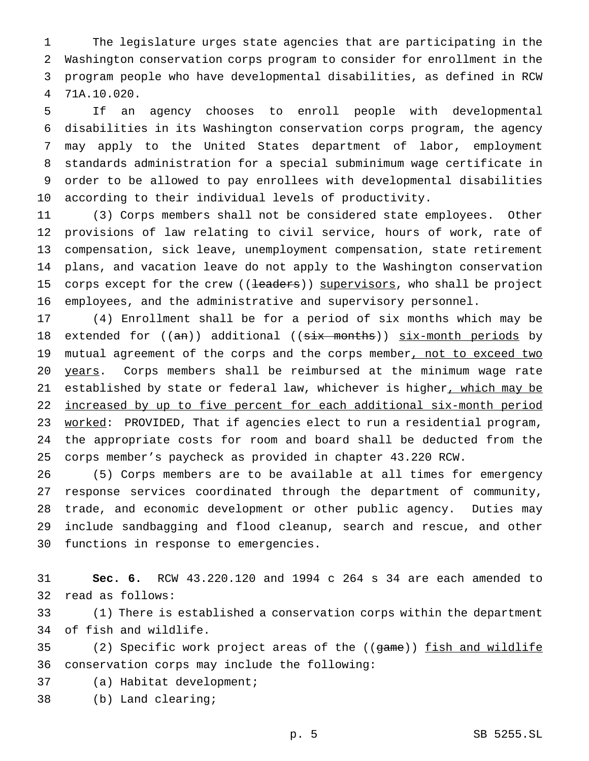The legislature urges state agencies that are participating in the Washington conservation corps program to consider for enrollment in the program people who have developmental disabilities, as defined in RCW 71A.10.020.

If an agency chooses to enroll people with developmental disabilities in its Washington conservation corps program, the agency may apply to the United States department of labor, employment standards administration for a special subminimum wage certificate in order to be allowed to pay enrollees with developmental disabilities according to their individual levels of productivity.

(3) Corps members shall not be considered state employees. Other provisions of law relating to civil service, hours of work, rate of compensation, sick leave, unemployment compensation, state retirement plans, and vacation leave do not apply to the Washington conservation corps except for the crew ((~~leaders~~)) <u>supervisors</u>, who shall be project employees, and the administrative and supervisory personnel.

(4) Enrollment shall be for a period of six months which may be extended for ((~~an~~)) additional ((~~six months~~)) <u>six-month periods</u> by mutual agreement of the corps and the corps member<u>, not to exceed two years</u>. Corps members shall be reimbursed at the minimum wage rate established by state or federal law, whichever is higher<u>, which may be increased by up to five percent for each additional six-month period worked</u>: PROVIDED, That if agencies elect to run a residential program, the appropriate costs for room and board shall be deducted from the corps member's paycheck as provided in chapter 43.220 RCW.

(5) Corps members are to be available at all times for emergency response services coordinated through the department of community, trade, and economic development or other public agency. Duties may include sandbagging and flood cleanup, search and rescue, and other functions in response to emergencies.

**Sec. 6.** RCW 43.220.120 and 1994 c 264 s 34 are each amended to read as follows:

(1) There is established a conservation corps within the department of fish and wildlife.

(2) Specific work project areas of the ((~~game~~)) <u>fish and wildlife</u> conservation corps may include the following:

(a) Habitat development;

(b) Land clearing;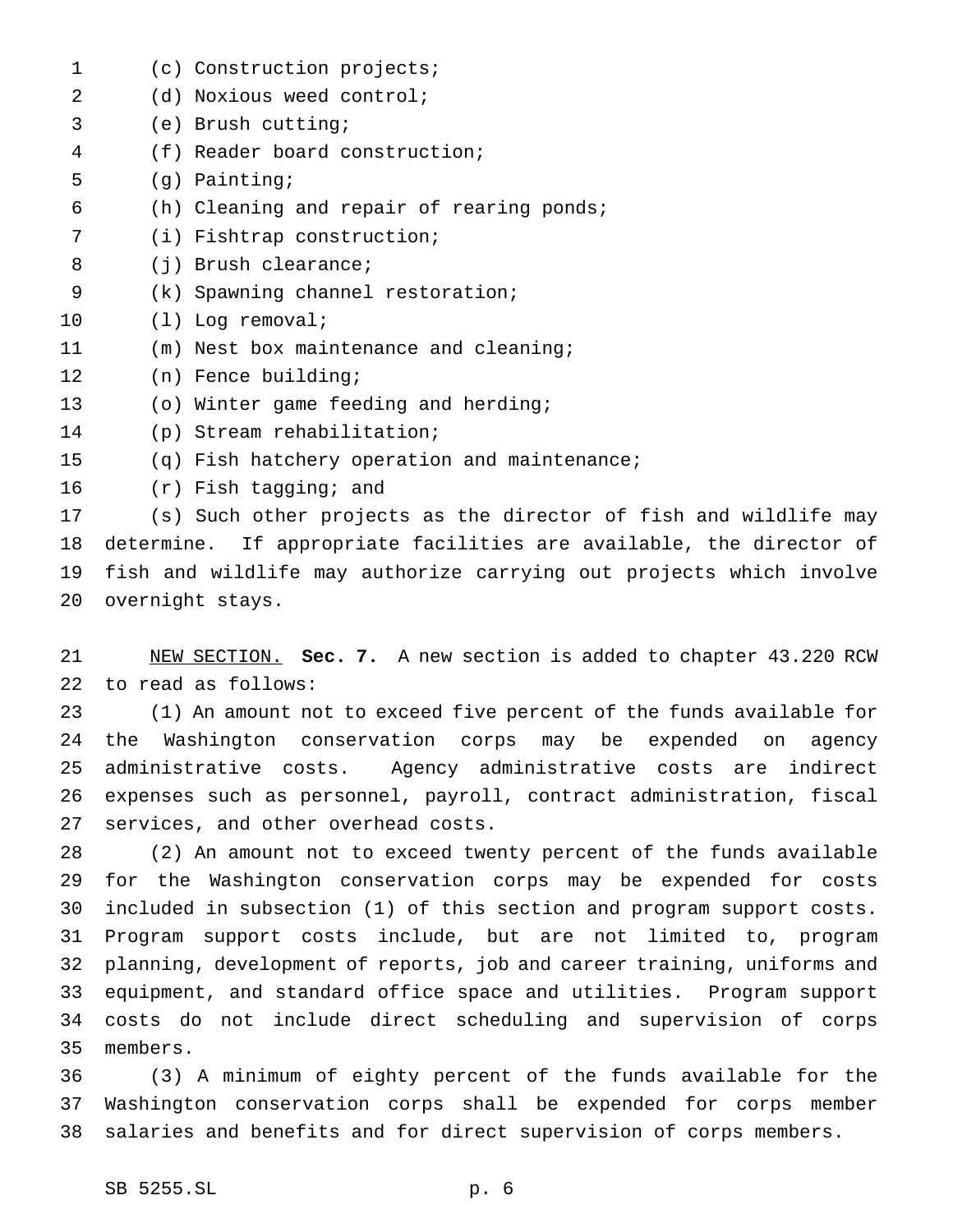(c) Construction projects;

(d) Noxious weed control;

(e) Brush cutting;

(f) Reader board construction;

(g) Painting;

(h) Cleaning and repair of rearing ponds;

(i) Fishtrap construction;

(j) Brush clearance;

(k) Spawning channel restoration;

(l) Log removal;

(m) Nest box maintenance and cleaning;

(n) Fence building;

(o) Winter game feeding and herding;

(p) Stream rehabilitation;

(q) Fish hatchery operation and maintenance;

(r) Fish tagging; and

(s) Such other projects as the director of fish and wildlife may determine. If appropriate facilities are available, the director of fish and wildlife may authorize carrying out projects which involve overnight stays.

NEW SECTION. **Sec. 7.** A new section is added to chapter 43.220 RCW to read as follows:

(1) An amount not to exceed five percent of the funds available for the Washington conservation corps may be expended on agency administrative costs. Agency administrative costs are indirect expenses such as personnel, payroll, contract administration, fiscal services, and other overhead costs.

(2) An amount not to exceed twenty percent of the funds available for the Washington conservation corps may be expended for costs included in subsection (1) of this section and program support costs. Program support costs include, but are not limited to, program planning, development of reports, job and career training, uniforms and equipment, and standard office space and utilities. Program support costs do not include direct scheduling and supervision of corps members.

(3) A minimum of eighty percent of the funds available for the Washington conservation corps shall be expended for corps member salaries and benefits and for direct supervision of corps members.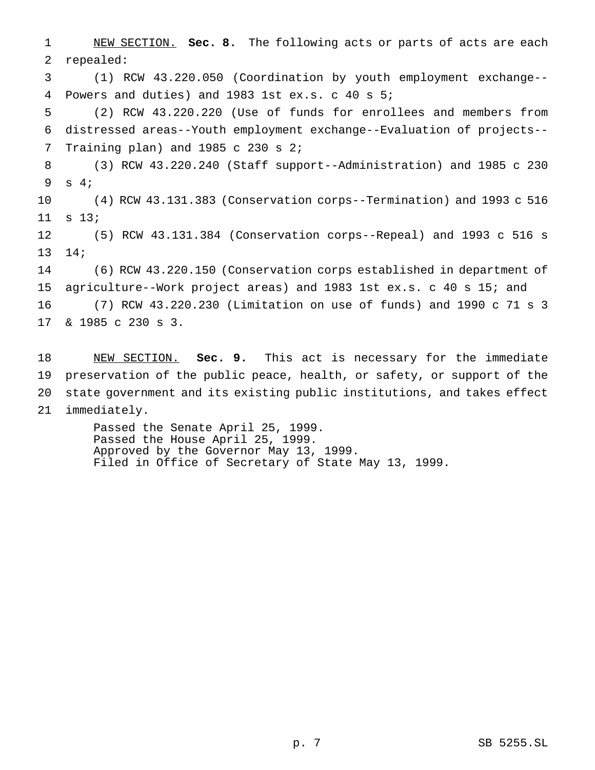NEW SECTION. **Sec. 8.** The following acts or parts of acts are each repealed:

(1) RCW 43.220.050 (Coordination by youth employment exchange--Powers and duties) and 1983 1st ex.s. c 40 s 5;

(2) RCW 43.220.220 (Use of funds for enrollees and members from distressed areas--Youth employment exchange--Evaluation of projects--Training plan) and 1985 c 230 s 2;

(3) RCW 43.220.240 (Staff support--Administration) and 1985 c 230 s 4;

(4) RCW 43.131.383 (Conservation corps--Termination) and 1993 c 516 s 13;

(5) RCW 43.131.384 (Conservation corps--Repeal) and 1993 c 516 s 14;

(6) RCW 43.220.150 (Conservation corps established in department of agriculture--Work project areas) and 1983 1st ex.s. c 40 s 15; and

(7) RCW 43.220.230 (Limitation on use of funds) and 1990 c 71 s 3 & 1985 c 230 s 3.

NEW SECTION. **Sec. 9.** This act is necessary for the immediate preservation of the public peace, health, or safety, or support of the state government and its existing public institutions, and takes effect immediately.

Passed the Senate April 25, 1999.
Passed the House April 25, 1999.
Approved by the Governor May 13, 1999.
Filed in Office of Secretary of State May 13, 1999.